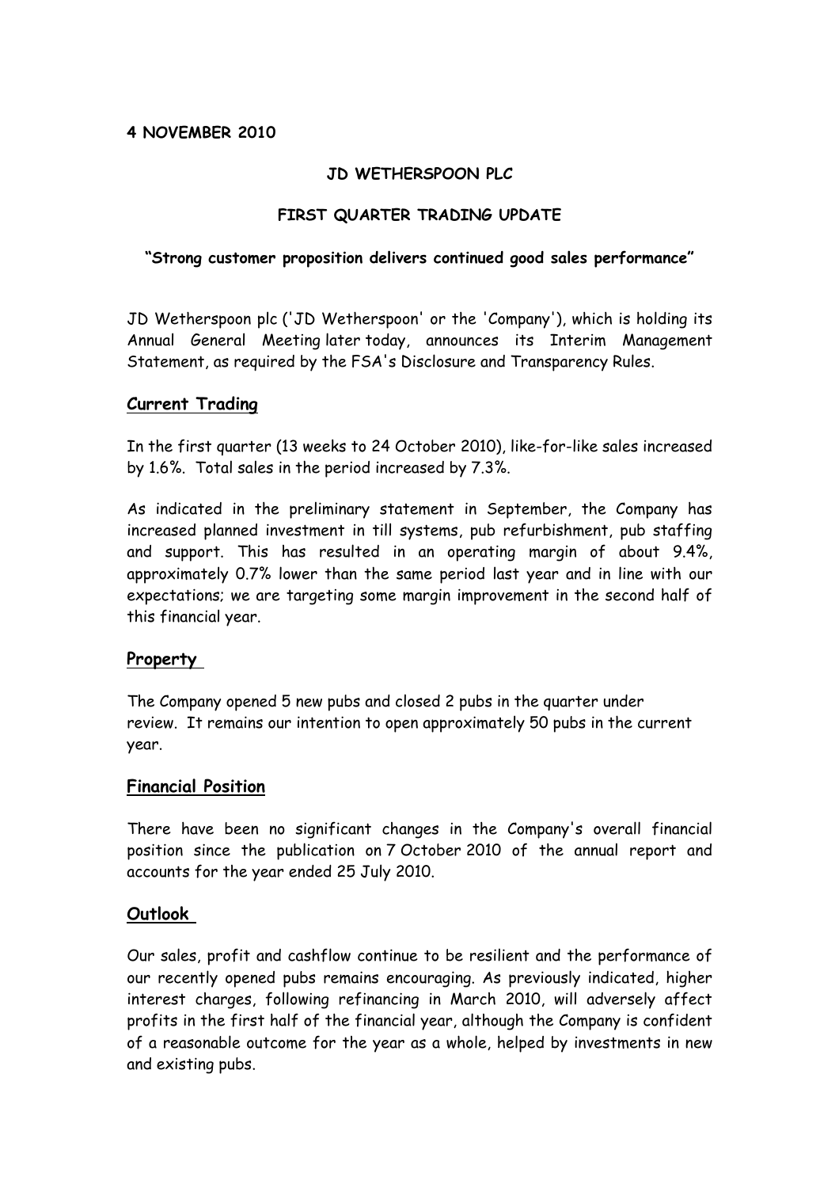**4 NOVEMBER 2010**

**JD WETHERSPOON PLC**

**FIRST QUARTER TRADING UPDATE**

**"Strong customer proposition delivers continued good sales performance"**

JD Wetherspoon plc ('JD Wetherspoon' or the 'Company'), which is holding its Annual General Meeting later today, announces its Interim Management Statement, as required by the FSA's Disclosure and Transparency Rules.

## Current Trading

In the first quarter (13 weeks to 24 October 2010), like-for-like sales increased by 1.6%. Total sales in the period increased by 7.3%.

As indicated in the preliminary statement in September, the Company has increased planned investment in till systems, pub refurbishment, pub staffing and support. This has resulted in an operating margin of about 9.4%, approximately 0.7% lower than the same period last year and in line with our expectations; we are targeting some margin improvement in the second half of this financial year.

## Property

The Company opened 5 new pubs and closed 2 pubs in the quarter under review. It remains our intention to open approximately 50 pubs in the current year.

## Financial Position

There have been no significant changes in the Company's overall financial position since the publication on 7 October 2010 of the annual report and accounts for the year ended 25 July 2010.

## Outlook

Our sales, profit and cashflow continue to be resilient and the performance of our recently opened pubs remains encouraging. As previously indicated, higher interest charges, following refinancing in March 2010, will adversely affect profits in the first half of the financial year, although the Company is confident of a reasonable outcome for the year as a whole, helped by investments in new and existing pubs.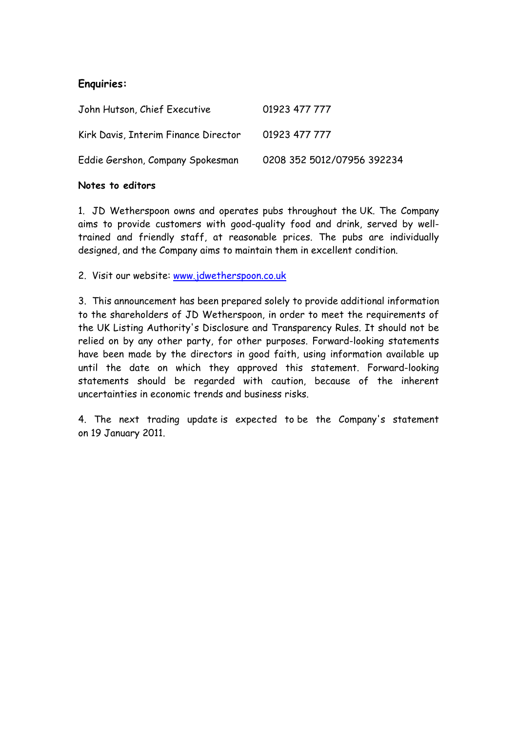**Enquiries:**

| | |
|---|---|
| John Hutson, Chief Executive | 01923 477 777 |
| Kirk Davis, Interim Finance Director | 01923 477 777 |
| Eddie Gershon, Company Spokesman | 0208 352 5012/07956 392234 |

**Notes to editors**

1. JD Wetherspoon owns and operates pubs throughout the UK. The Company aims to provide customers with good-quality food and drink, served by well-trained and friendly staff, at reasonable prices. The pubs are individually designed, and the Company aims to maintain them in excellent condition.

2. Visit our website: [www.jdwetherspoon.co.uk](http://www.jdwetherspoon.co.uk)

3. This announcement has been prepared solely to provide additional information to the shareholders of JD Wetherspoon, in order to meet the requirements of the UK Listing Authority's Disclosure and Transparency Rules. It should not be relied on by any other party, for other purposes. Forward-looking statements have been made by the directors in good faith, using information available up until the date on which they approved this statement. Forward-looking statements should be regarded with caution, because of the inherent uncertainties in economic trends and business risks.

4. The next trading update is expected to be the Company's statement on 19 January 2011.